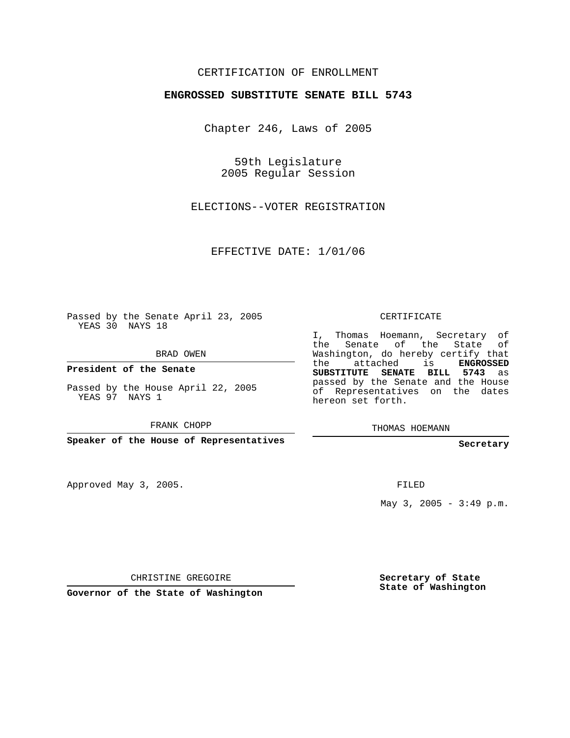CERTIFICATION OF ENROLLMENT

**ENGROSSED SUBSTITUTE SENATE BILL 5743**

Chapter 246, Laws of 2005

59th Legislature
2005 Regular Session

ELECTIONS--VOTER REGISTRATION

EFFECTIVE DATE: 1/01/06

Passed by the Senate April 23, 2005
YEAS 30 NAYS 18

BRAD OWEN

**President of the Senate**

Passed by the House April 22, 2005
YEAS 97 NAYS 1

FRANK CHOPP

**Speaker of the House of Representatives**

CERTIFICATE

I, Thomas Hoemann, Secretary of the Senate of the State of Washington, do hereby certify that the attached is **ENGROSSED SUBSTITUTE SENATE BILL 5743** as passed by the Senate and the House of Representatives on the dates hereon set forth.

THOMAS HOEMANN

**Secretary**

Approved May 3, 2005.

FILED

May 3, 2005 - 3:49 p.m.

CHRISTINE GREGOIRE

**Governor of the State of Washington**

**Secretary of State**
**State of Washington**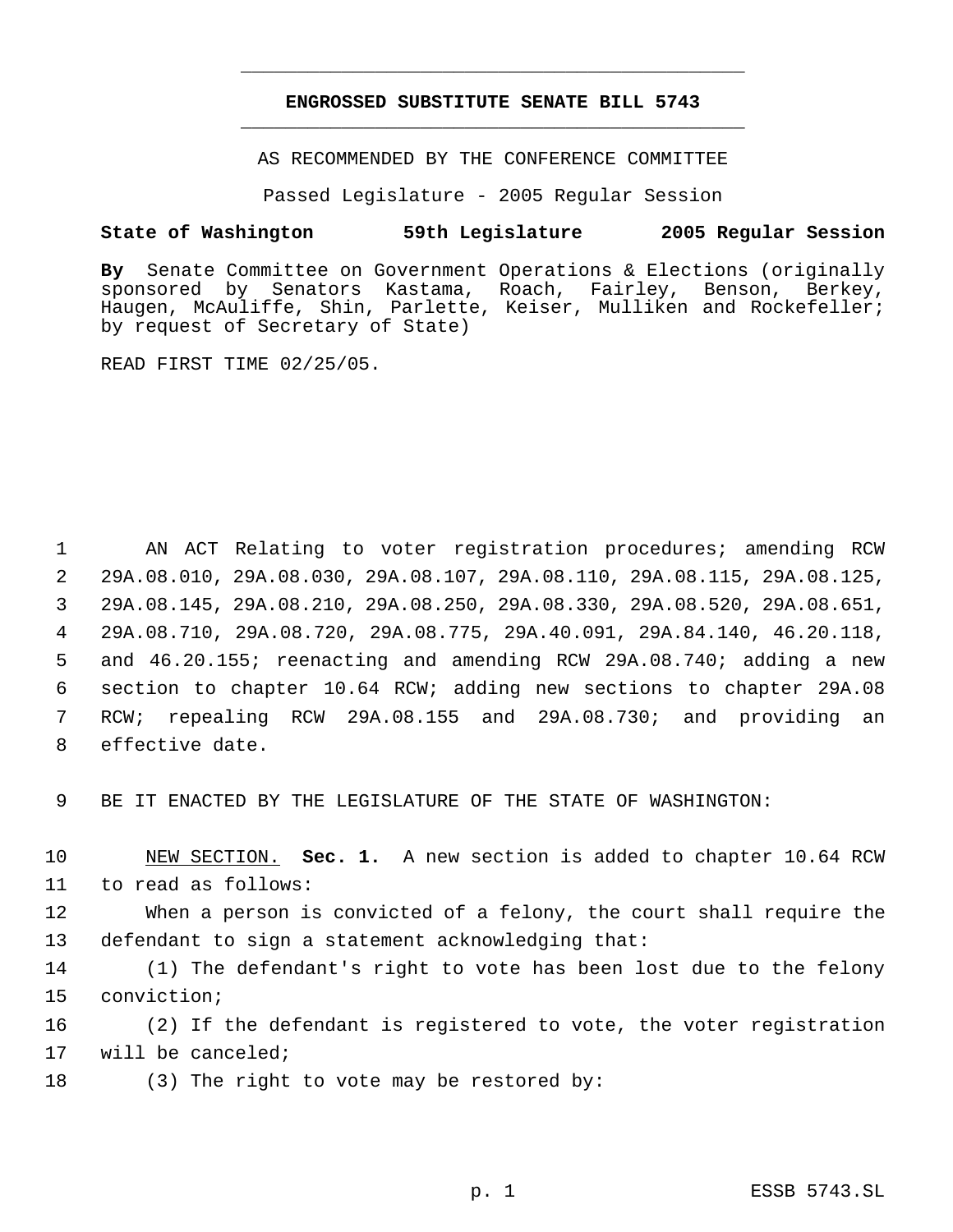**ENGROSSED SUBSTITUTE SENATE BILL 5743**

AS RECOMMENDED BY THE CONFERENCE COMMITTEE

Passed Legislature - 2005 Regular Session

**State of Washington 59th Legislature 2005 Regular Session**

**By** Senate Committee on Government Operations & Elections (originally sponsored by Senators Kastama, Roach, Fairley, Benson, Berkey, Haugen, McAuliffe, Shin, Parlette, Keiser, Mulliken and Rockefeller; by request of Secretary of State)

READ FIRST TIME 02/25/05.

AN ACT Relating to voter registration procedures; amending RCW 29A.08.010, 29A.08.030, 29A.08.107, 29A.08.110, 29A.08.115, 29A.08.125, 29A.08.145, 29A.08.210, 29A.08.250, 29A.08.330, 29A.08.520, 29A.08.651, 29A.08.710, 29A.08.720, 29A.08.775, 29A.40.091, 29A.84.140, 46.20.118, and 46.20.155; reenacting and amending RCW 29A.08.740; adding a new section to chapter 10.64 RCW; adding new sections to chapter 29A.08 RCW; repealing RCW 29A.08.155 and 29A.08.730; and providing an effective date.

BE IT ENACTED BY THE LEGISLATURE OF THE STATE OF WASHINGTON:

NEW SECTION. **Sec. 1.** A new section is added to chapter 10.64 RCW to read as follows:

When a person is convicted of a felony, the court shall require the defendant to sign a statement acknowledging that:

(1) The defendant's right to vote has been lost due to the felony conviction;

(2) If the defendant is registered to vote, the voter registration will be canceled;

(3) The right to vote may be restored by: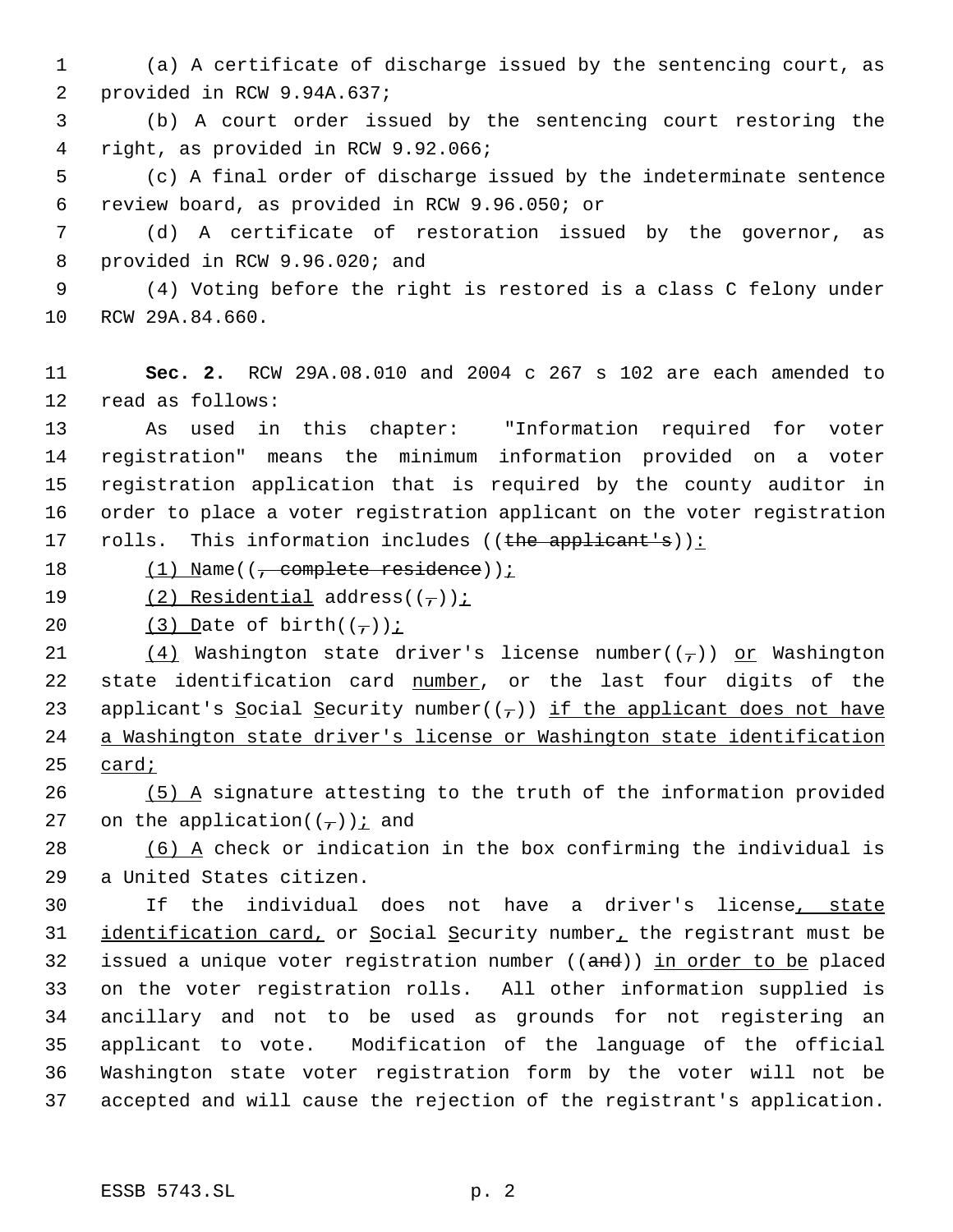(a) A certificate of discharge issued by the sentencing court, as provided in RCW 9.94A.637;

(b) A court order issued by the sentencing court restoring the right, as provided in RCW 9.92.066;

(c) A final order of discharge issued by the indeterminate sentence review board, as provided in RCW 9.96.050; or

(d) A certificate of restoration issued by the governor, as provided in RCW 9.96.020; and

(4) Voting before the right is restored is a class C felony under RCW 29A.84.660.

**Sec. 2.** RCW 29A.08.010 and 2004 c 267 s 102 are each amended to read as follows:

As used in this chapter: "Information required for voter registration" means the minimum information provided on a voter registration application that is required by the county auditor in order to place a voter registration applicant on the voter registration rolls. This information includes ((~~the applicant's~~)):

(1) Name((~~, complete residence~~));

(2) Residential address((~~,~~));

(3) Date of birth((~~,~~));

(4) Washington state driver's license number((~~,~~)) or Washington state identification card number, or the last four digits of the applicant's Social Security number((~~,~~)) if the applicant does not have a Washington state driver's license or Washington state identification card;

(5) A signature attesting to the truth of the information provided on the application((~~,~~)); and

(6) A check or indication in the box confirming the individual is a United States citizen.

If the individual does not have a driver's license, state identification card, or Social Security number, the registrant must be issued a unique voter registration number ((~~and~~)) in order to be placed on the voter registration rolls. All other information supplied is ancillary and not to be used as grounds for not registering an applicant to vote. Modification of the language of the official Washington state voter registration form by the voter will not be accepted and will cause the rejection of the registrant's application.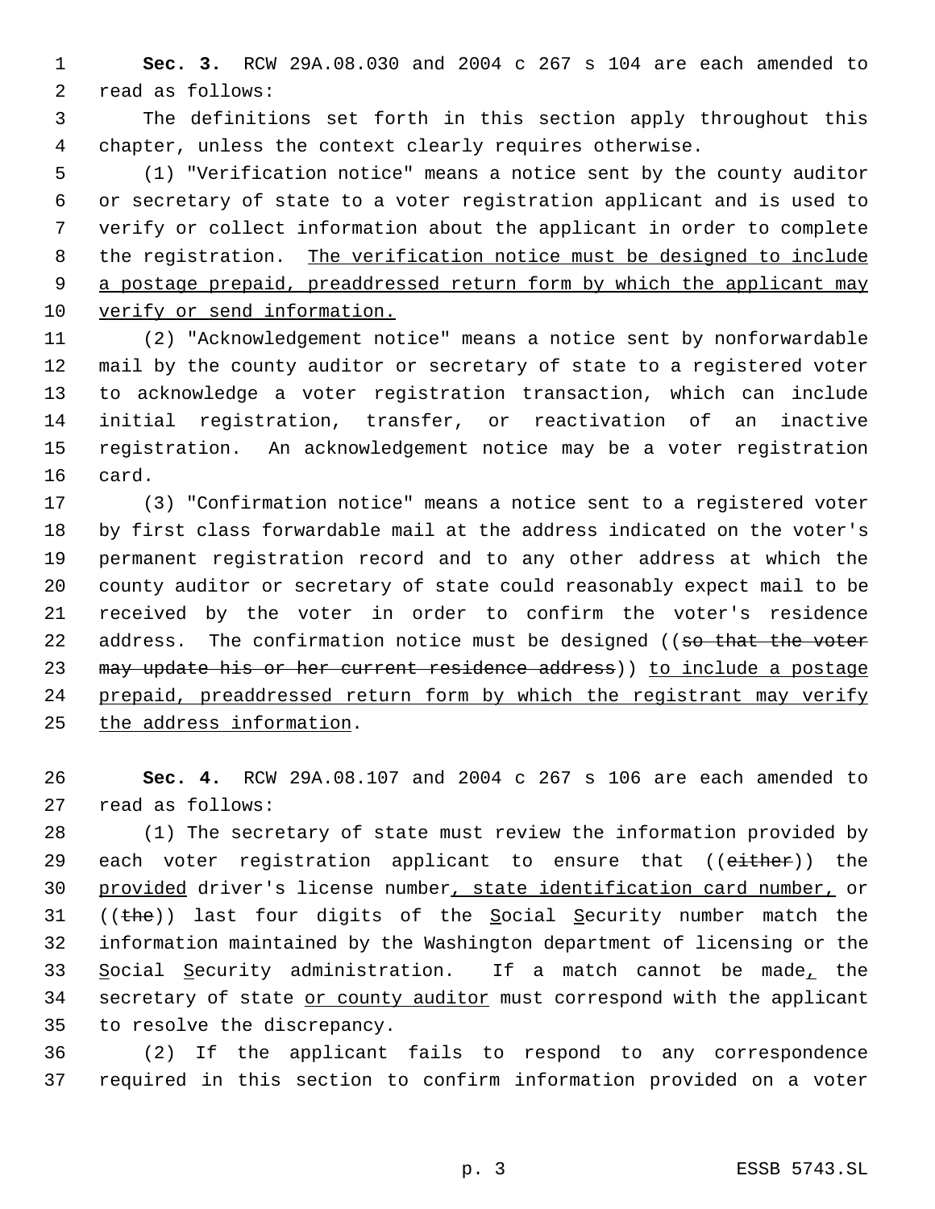**Sec. 3.** RCW 29A.08.030 and 2004 c 267 s 104 are each amended to read as follows:

The definitions set forth in this section apply throughout this chapter, unless the context clearly requires otherwise.

(1) "Verification notice" means a notice sent by the county auditor or secretary of state to a voter registration applicant and is used to verify or collect information about the applicant in order to complete the registration. <u>The verification notice must be designed to include a postage prepaid, preaddressed return form by which the applicant may verify or send information.</u>

(2) "Acknowledgement notice" means a notice sent by nonforwardable mail by the county auditor or secretary of state to a registered voter to acknowledge a voter registration transaction, which can include initial registration, transfer, or reactivation of an inactive registration. An acknowledgement notice may be a voter registration card.

(3) "Confirmation notice" means a notice sent to a registered voter by first class forwardable mail at the address indicated on the voter's permanent registration record and to any other address at which the county auditor or secretary of state could reasonably expect mail to be received by the voter in order to confirm the voter's residence address. The confirmation notice must be designed ((~~so that the voter may update his or her current residence address~~)) <u>to include a postage prepaid, preaddressed return form by which the registrant may verify the address information</u>.

**Sec. 4.** RCW 29A.08.107 and 2004 c 267 s 106 are each amended to read as follows:

(1) The secretary of state must review the information provided by each voter registration applicant to ensure that ((~~either~~)) the <u>provided</u> driver's license number<u>, state identification card number,</u> or ((~~the~~)) last four digits of the <u>S</u>ocial <u>S</u>ecurity number match the information maintained by the Washington department of licensing or the <u>S</u>ocial <u>S</u>ecurity administration. If a match cannot be made<u>,</u> the secretary of state <u>or county auditor</u> must correspond with the applicant to resolve the discrepancy.

(2) If the applicant fails to respond to any correspondence required in this section to confirm information provided on a voter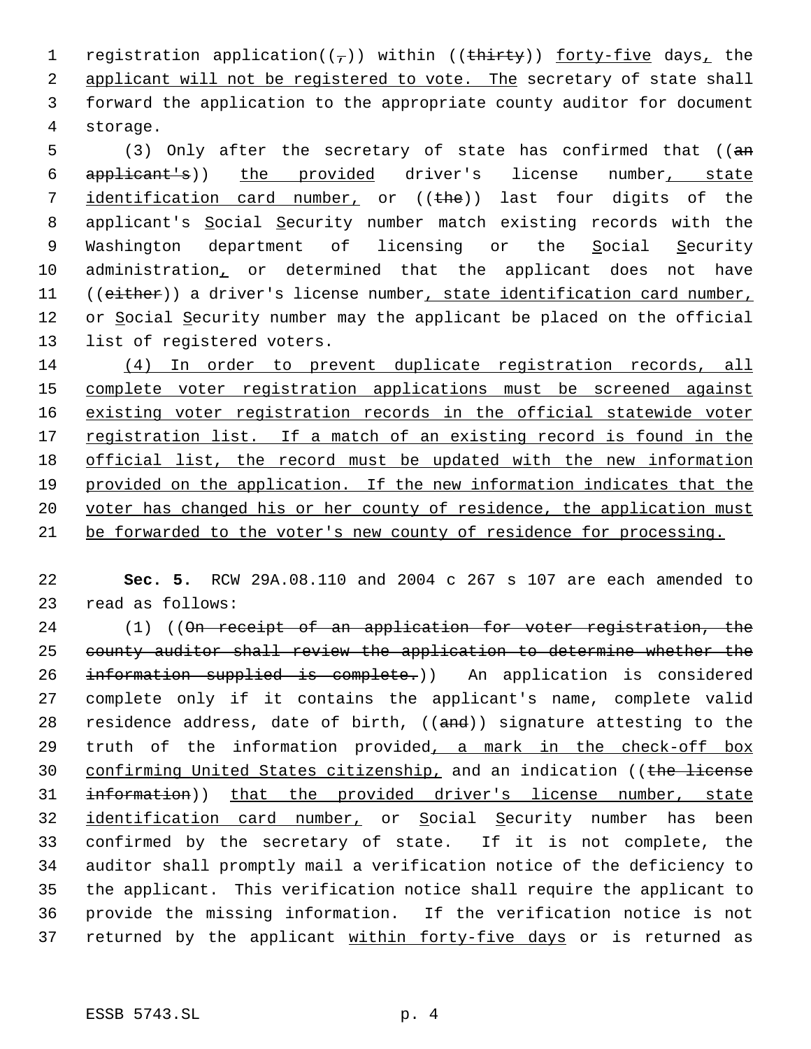registration application((,)) within ((~~thirty~~)) forty-five days, the applicant will not be registered to vote. The secretary of state shall forward the application to the appropriate county auditor for document storage.

(3) Only after the secretary of state has confirmed that ((~~an applicant's~~)) the provided driver's license number, state identification card number, or ((~~the~~)) last four digits of the applicant's Social Security number match existing records with the Washington department of licensing or the Social Security administration, or determined that the applicant does not have ((~~either~~)) a driver's license number, state identification card number, or Social Security number may the applicant be placed on the official list of registered voters.

(4) In order to prevent duplicate registration records, all complete voter registration applications must be screened against existing voter registration records in the official statewide voter registration list. If a match of an existing record is found in the official list, the record must be updated with the new information provided on the application. If the new information indicates that the voter has changed his or her county of residence, the application must be forwarded to the voter's new county of residence for processing.

**Sec. 5.** RCW 29A.08.110 and 2004 c 267 s 107 are each amended to read as follows:

(1) ((~~On receipt of an application for voter registration, the county auditor shall review the application to determine whether the information supplied is complete.~~)) An application is considered complete only if it contains the applicant's name, complete valid residence address, date of birth, ((~~and~~)) signature attesting to the truth of the information provided, a mark in the check-off box confirming United States citizenship, and an indication ((~~the license information~~)) that the provided driver's license number, state identification card number, or Social Security number has been confirmed by the secretary of state. If it is not complete, the auditor shall promptly mail a verification notice of the deficiency to the applicant. This verification notice shall require the applicant to provide the missing information. If the verification notice is not returned by the applicant within forty-five days or is returned as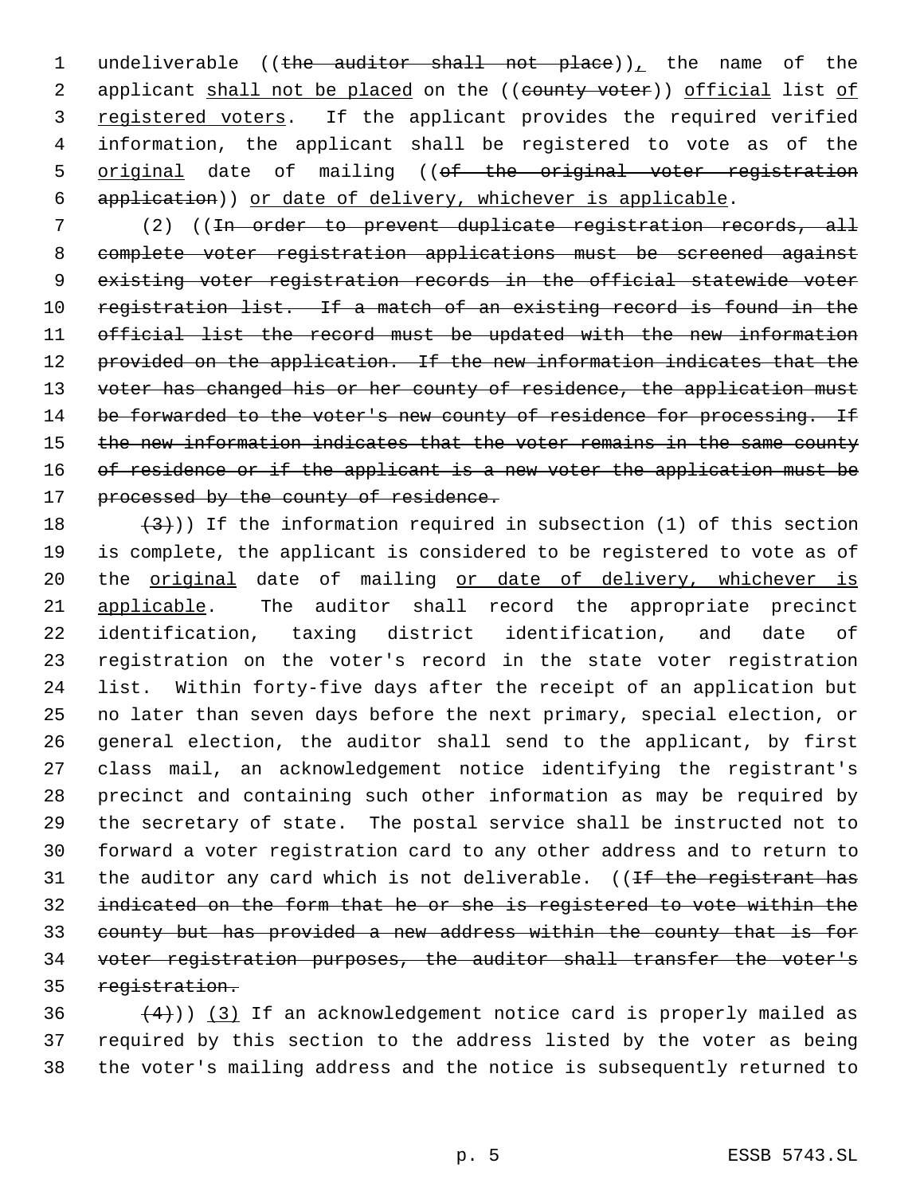undeliverable ((~~the auditor shall not place~~))<u>,</u> the name of the applicant <u>shall not be placed</u> on the ((~~county voter~~)) <u>official</u> list <u>of registered voters</u>. If the applicant provides the required verified information, the applicant shall be registered to vote as of the <u>original</u> date of mailing ((~~of the original voter registration application~~)) <u>or date of delivery, whichever is applicable</u>.

(2) ((~~In order to prevent duplicate registration records, all complete voter registration applications must be screened against existing voter registration records in the official statewide voter registration list. If a match of an existing record is found in the official list the record must be updated with the new information provided on the application. If the new information indicates that the voter has changed his or her county of residence, the application must be forwarded to the voter's new county of residence for processing. If the new information indicates that the voter remains in the same county of residence or if the applicant is a new voter the application must be processed by the county of residence.~~

~~(3)~~)) If the information required in subsection (1) of this section is complete, the applicant is considered to be registered to vote as of the <u>original</u> date of mailing <u>or date of delivery, whichever is applicable</u>. The auditor shall record the appropriate precinct identification, taxing district identification, and date of registration on the voter's record in the state voter registration list. Within forty-five days after the receipt of an application but no later than seven days before the next primary, special election, or general election, the auditor shall send to the applicant, by first class mail, an acknowledgement notice identifying the registrant's precinct and containing such other information as may be required by the secretary of state. The postal service shall be instructed not to forward a voter registration card to any other address and to return to the auditor any card which is not deliverable. ((~~If the registrant has indicated on the form that he or she is registered to vote within the county but has provided a new address within the county that is for voter registration purposes, the auditor shall transfer the voter's registration.~~

~~(4)~~)) <u>(3)</u> If an acknowledgement notice card is properly mailed as required by this section to the address listed by the voter as being the voter's mailing address and the notice is subsequently returned to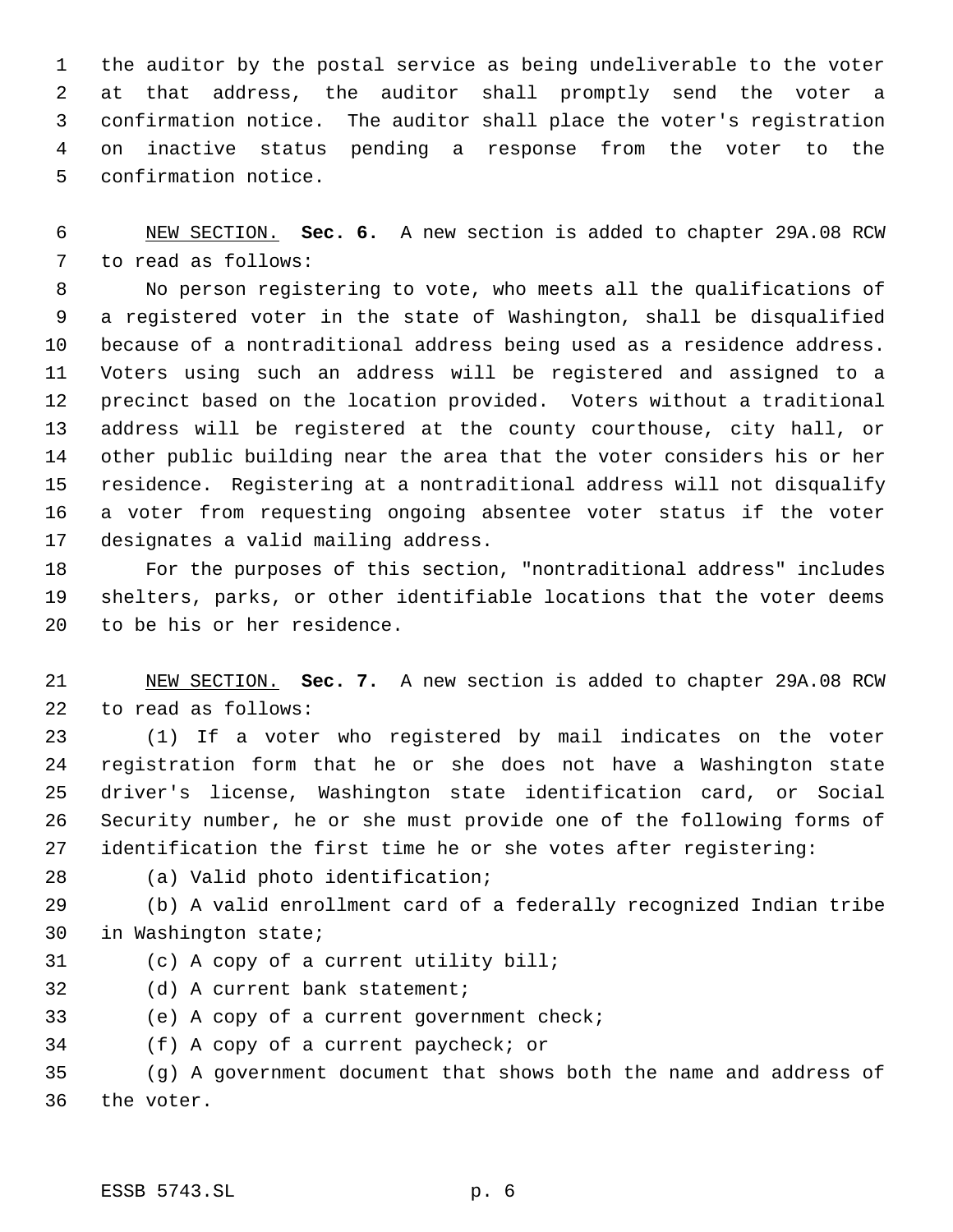the auditor by the postal service as being undeliverable to the voter at that address, the auditor shall promptly send the voter a confirmation notice. The auditor shall place the voter's registration on inactive status pending a response from the voter to the confirmation notice.

NEW SECTION. **Sec. 6.** A new section is added to chapter 29A.08 RCW to read as follows:

No person registering to vote, who meets all the qualifications of a registered voter in the state of Washington, shall be disqualified because of a nontraditional address being used as a residence address. Voters using such an address will be registered and assigned to a precinct based on the location provided. Voters without a traditional address will be registered at the county courthouse, city hall, or other public building near the area that the voter considers his or her residence. Registering at a nontraditional address will not disqualify a voter from requesting ongoing absentee voter status if the voter designates a valid mailing address.

For the purposes of this section, "nontraditional address" includes shelters, parks, or other identifiable locations that the voter deems to be his or her residence.

NEW SECTION. **Sec. 7.** A new section is added to chapter 29A.08 RCW to read as follows:

(1) If a voter who registered by mail indicates on the voter registration form that he or she does not have a Washington state driver's license, Washington state identification card, or Social Security number, he or she must provide one of the following forms of identification the first time he or she votes after registering:

(a) Valid photo identification;

(b) A valid enrollment card of a federally recognized Indian tribe in Washington state;

(c) A copy of a current utility bill;

(d) A current bank statement;

(e) A copy of a current government check;

(f) A copy of a current paycheck; or

(g) A government document that shows both the name and address of the voter.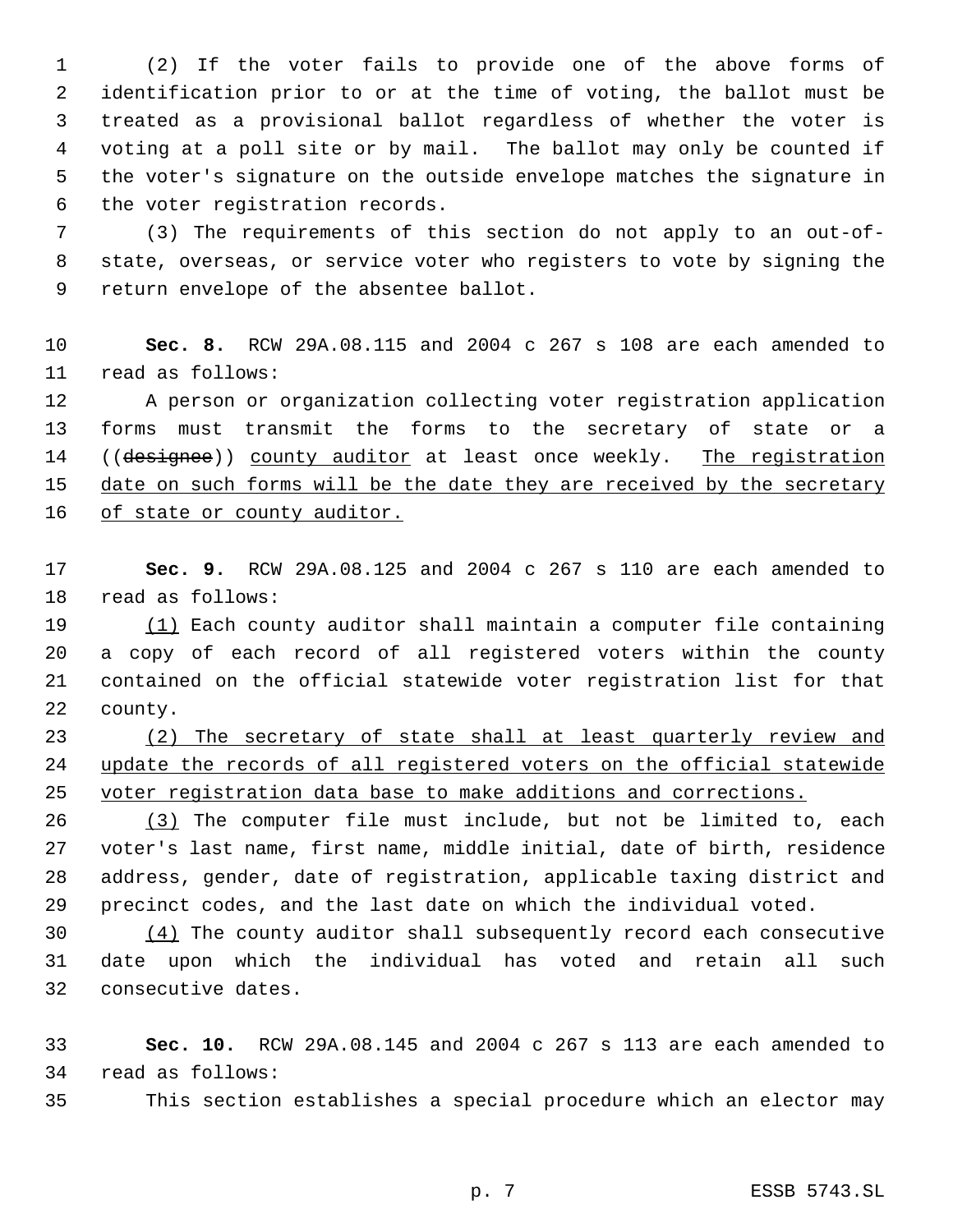(2) If the voter fails to provide one of the above forms of identification prior to or at the time of voting, the ballot must be treated as a provisional ballot regardless of whether the voter is voting at a poll site or by mail. The ballot may only be counted if the voter's signature on the outside envelope matches the signature in the voter registration records.

(3) The requirements of this section do not apply to an out-of-state, overseas, or service voter who registers to vote by signing the return envelope of the absentee ballot.

**Sec. 8.** RCW 29A.08.115 and 2004 c 267 s 108 are each amended to read as follows:

A person or organization collecting voter registration application forms must transmit the forms to the secretary of state or a ((~~designee~~)) county auditor at least once weekly. The registration date on such forms will be the date they are received by the secretary of state or county auditor.

**Sec. 9.** RCW 29A.08.125 and 2004 c 267 s 110 are each amended to read as follows:

(1) Each county auditor shall maintain a computer file containing a copy of each record of all registered voters within the county contained on the official statewide voter registration list for that county.

(2) The secretary of state shall at least quarterly review and update the records of all registered voters on the official statewide voter registration data base to make additions and corrections.

(3) The computer file must include, but not be limited to, each voter's last name, first name, middle initial, date of birth, residence address, gender, date of registration, applicable taxing district and precinct codes, and the last date on which the individual voted.

(4) The county auditor shall subsequently record each consecutive date upon which the individual has voted and retain all such consecutive dates.

**Sec. 10.** RCW 29A.08.145 and 2004 c 267 s 113 are each amended to read as follows:

This section establishes a special procedure which an elector may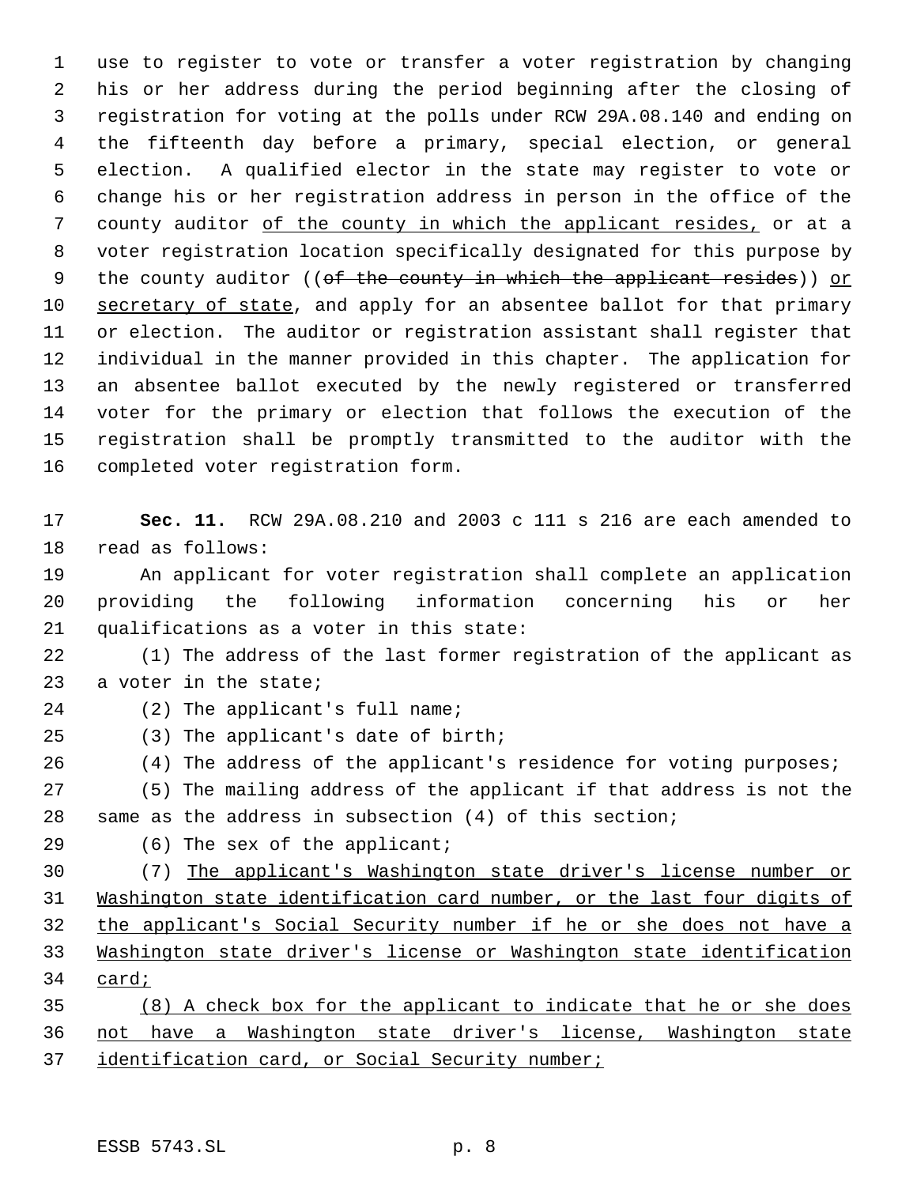use to register to vote or transfer a voter registration by changing his or her address during the period beginning after the closing of registration for voting at the polls under RCW 29A.08.140 and ending on the fifteenth day before a primary, special election, or general election. A qualified elector in the state may register to vote or change his or her registration address in person in the office of the county auditor of the county in which the applicant resides, or at a voter registration location specifically designated for this purpose by the county auditor ((~~of the county in which the applicant resides~~)) or secretary of state, and apply for an absentee ballot for that primary or election. The auditor or registration assistant shall register that individual in the manner provided in this chapter. The application for an absentee ballot executed by the newly registered or transferred voter for the primary or election that follows the execution of the registration shall be promptly transmitted to the auditor with the completed voter registration form.

**Sec. 11.** RCW 29A.08.210 and 2003 c 111 s 216 are each amended to read as follows:

An applicant for voter registration shall complete an application providing the following information concerning his or her qualifications as a voter in this state:

(1) The address of the last former registration of the applicant as a voter in the state;

(2) The applicant's full name;

(3) The applicant's date of birth;

(4) The address of the applicant's residence for voting purposes;

(5) The mailing address of the applicant if that address is not the same as the address in subsection (4) of this section;

(6) The sex of the applicant;

(7) The applicant's Washington state driver's license number or Washington state identification card number, or the last four digits of the applicant's Social Security number if he or she does not have a Washington state driver's license or Washington state identification card;

(8) A check box for the applicant to indicate that he or she does not have a Washington state driver's license, Washington state identification card, or Social Security number;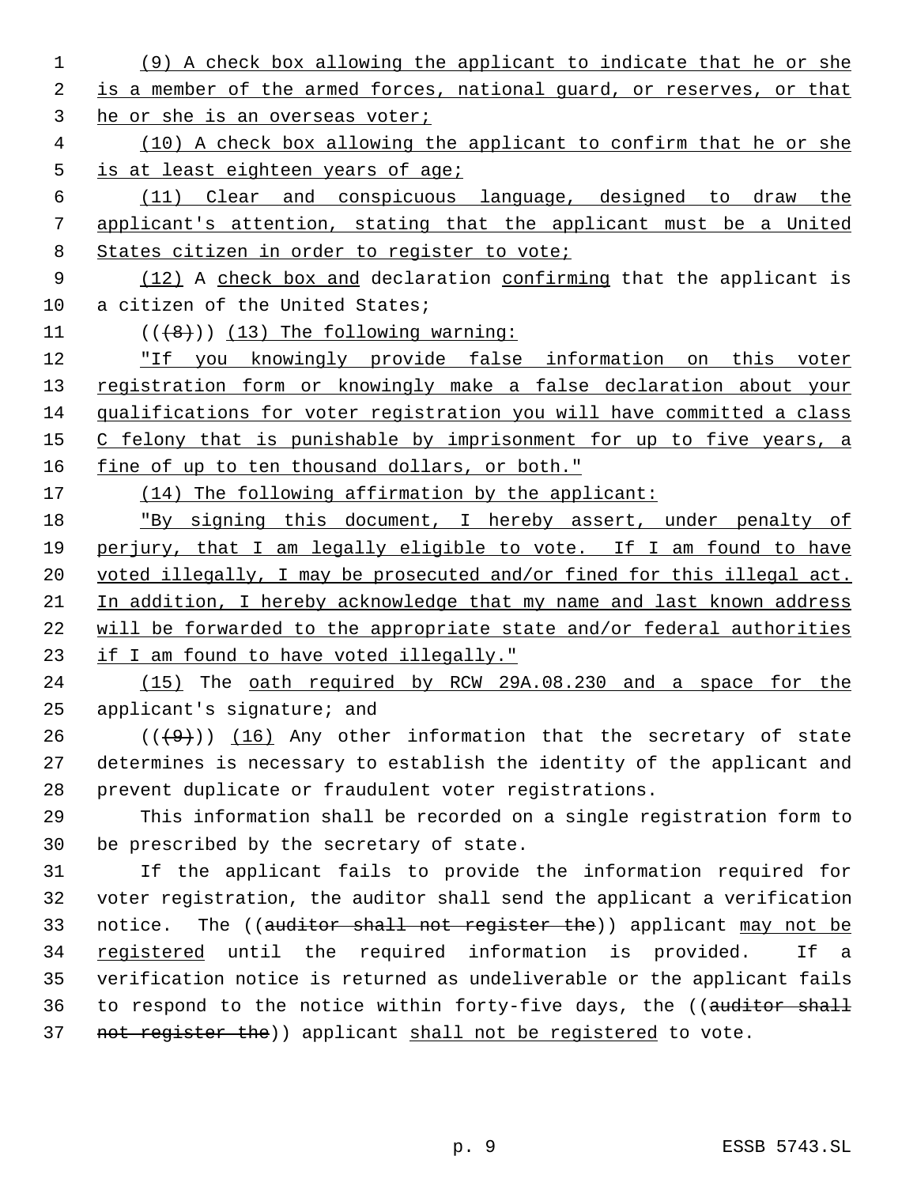(9) A check box allowing the applicant to indicate that he or she is a member of the armed forces, national guard, or reserves, or that he or she is an overseas voter;

(10) A check box allowing the applicant to confirm that he or she is at least eighteen years of age;

(11) Clear and conspicuous language, designed to draw the applicant's attention, stating that the applicant must be a United States citizen in order to register to vote;

(12) A check box and declaration confirming that the applicant is a citizen of the United States;

((~~(8)~~)) (13) The following warning:

"If you knowingly provide false information on this voter registration form or knowingly make a false declaration about your qualifications for voter registration you will have committed a class C felony that is punishable by imprisonment for up to five years, a fine of up to ten thousand dollars, or both."

(14) The following affirmation by the applicant:

"By signing this document, I hereby assert, under penalty of perjury, that I am legally eligible to vote. If I am found to have voted illegally, I may be prosecuted and/or fined for this illegal act. In addition, I hereby acknowledge that my name and last known address will be forwarded to the appropriate state and/or federal authorities if I am found to have voted illegally."

(15) The oath required by RCW 29A.08.230 and a space for the applicant's signature; and

((~~(9)~~)) (16) Any other information that the secretary of state determines is necessary to establish the identity of the applicant and prevent duplicate or fraudulent voter registrations.

This information shall be recorded on a single registration form to be prescribed by the secretary of state.

If the applicant fails to provide the information required for voter registration, the auditor shall send the applicant a verification notice. The ((~~auditor shall not register the~~)) applicant may not be registered until the required information is provided. If a verification notice is returned as undeliverable or the applicant fails to respond to the notice within forty-five days, the ((~~auditor shall not register the~~)) applicant shall not be registered to vote.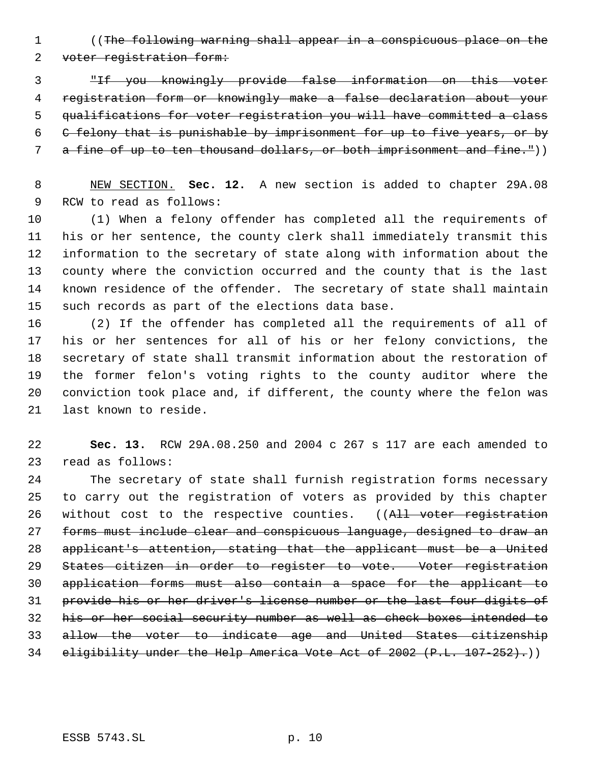((~~The following warning shall appear in a conspicuous place on the voter registration form:~~

~~"If you knowingly provide false information on this voter registration form or knowingly make a false declaration about your qualifications for voter registration you will have committed a class C felony that is punishable by imprisonment for up to five years, or by a fine of up to ten thousand dollars, or both imprisonment and fine."~~))

NEW SECTION. **Sec. 12.** A new section is added to chapter 29A.08 RCW to read as follows:

(1) When a felony offender has completed all the requirements of his or her sentence, the county clerk shall immediately transmit this information to the secretary of state along with information about the county where the conviction occurred and the county that is the last known residence of the offender. The secretary of state shall maintain such records as part of the elections data base.

(2) If the offender has completed all the requirements of all of his or her sentences for all of his or her felony convictions, the secretary of state shall transmit information about the restoration of the former felon's voting rights to the county auditor where the conviction took place and, if different, the county where the felon was last known to reside.

**Sec. 13.** RCW 29A.08.250 and 2004 c 267 s 117 are each amended to read as follows:

The secretary of state shall furnish registration forms necessary to carry out the registration of voters as provided by this chapter without cost to the respective counties. ((~~All voter registration forms must include clear and conspicuous language, designed to draw an applicant's attention, stating that the applicant must be a United States citizen in order to register to vote. Voter registration application forms must also contain a space for the applicant to provide his or her driver's license number or the last four digits of his or her social security number as well as check boxes intended to allow the voter to indicate age and United States citizenship eligibility under the Help America Vote Act of 2002 (P.L. 107-252).~~))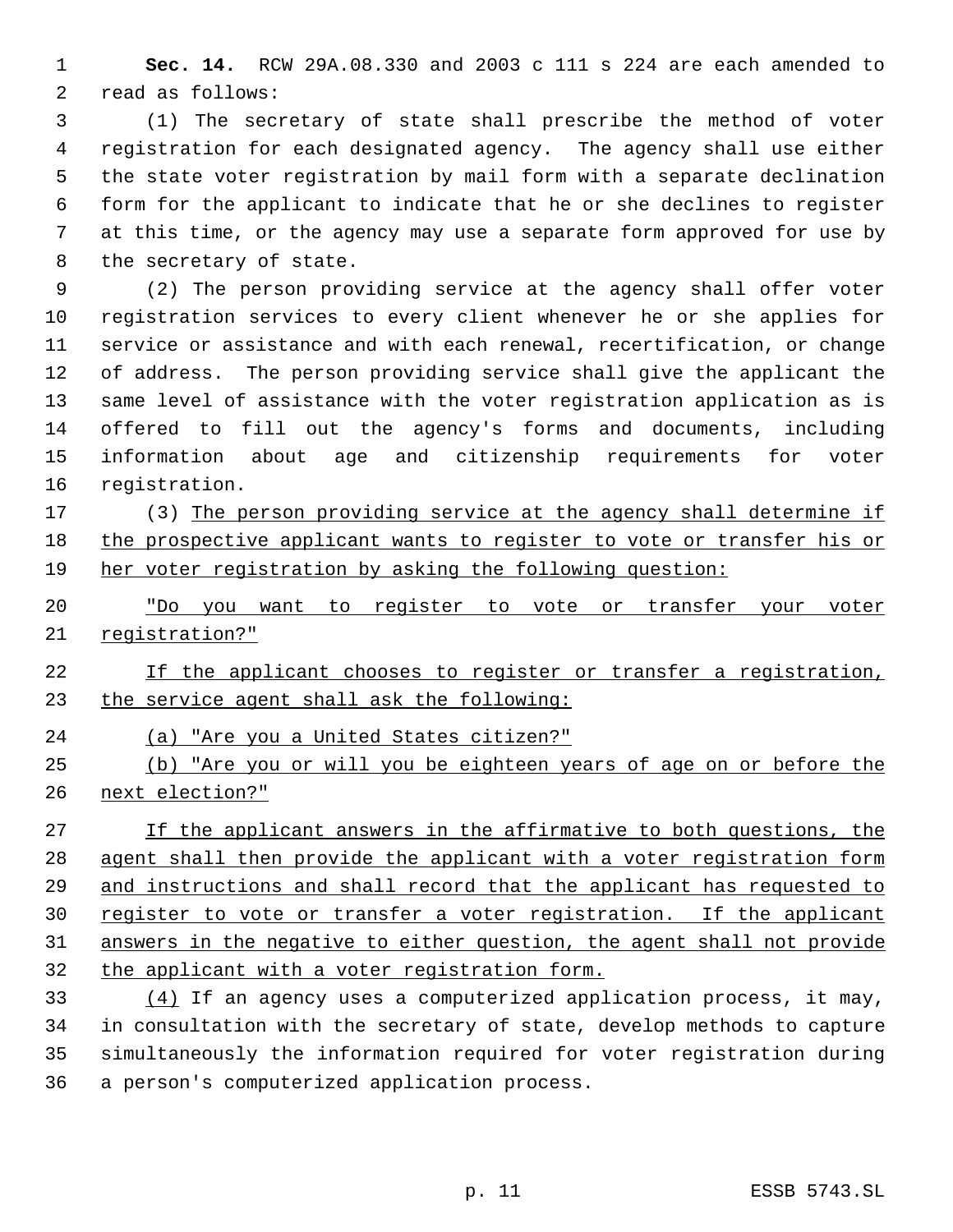**Sec. 14.** RCW 29A.08.330 and 2003 c 111 s 224 are each amended to read as follows:

(1) The secretary of state shall prescribe the method of voter registration for each designated agency. The agency shall use either the state voter registration by mail form with a separate declination form for the applicant to indicate that he or she declines to register at this time, or the agency may use a separate form approved for use by the secretary of state.

(2) The person providing service at the agency shall offer voter registration services to every client whenever he or she applies for service or assistance and with each renewal, recertification, or change of address. The person providing service shall give the applicant the same level of assistance with the voter registration application as is offered to fill out the agency's forms and documents, including information about age and citizenship requirements for voter registration.

(3) The person providing service at the agency shall determine if the prospective applicant wants to register to vote or transfer his or her voter registration by asking the following question:

"Do you want to register to vote or transfer your voter registration?"

If the applicant chooses to register or transfer a registration, the service agent shall ask the following:

(a) "Are you a United States citizen?"

(b) "Are you or will you be eighteen years of age on or before the next election?"

If the applicant answers in the affirmative to both questions, the agent shall then provide the applicant with a voter registration form and instructions and shall record that the applicant has requested to register to vote or transfer a voter registration. If the applicant answers in the negative to either question, the agent shall not provide the applicant with a voter registration form.

(4) If an agency uses a computerized application process, it may, in consultation with the secretary of state, develop methods to capture simultaneously the information required for voter registration during a person's computerized application process.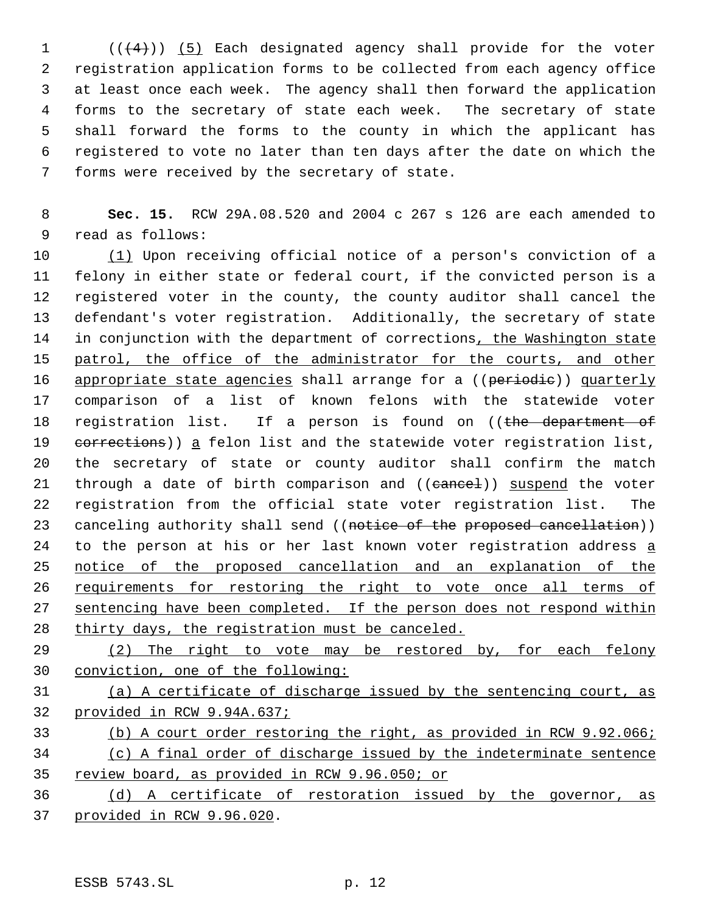(((4))) (5) Each designated agency shall provide for the voter registration application forms to be collected from each agency office at least once each week. The agency shall then forward the application forms to the secretary of state each week. The secretary of state shall forward the forms to the county in which the applicant has registered to vote no later than ten days after the date on which the forms were received by the secretary of state.

**Sec. 15.** RCW 29A.08.520 and 2004 c 267 s 126 are each amended to read as follows:

(1) Upon receiving official notice of a person's conviction of a felony in either state or federal court, if the convicted person is a registered voter in the county, the county auditor shall cancel the defendant's voter registration. Additionally, the secretary of state in conjunction with the department of corrections, the Washington state patrol, the office of the administrator for the courts, and other appropriate state agencies shall arrange for a ((periodic)) quarterly comparison of a list of known felons with the statewide voter registration list. If a person is found on ((the department of corrections)) a felon list and the statewide voter registration list, the secretary of state or county auditor shall confirm the match through a date of birth comparison and ((cancel)) suspend the voter registration from the official state voter registration list. The canceling authority shall send ((notice of the proposed cancellation)) to the person at his or her last known voter registration address a notice of the proposed cancellation and an explanation of the requirements for restoring the right to vote once all terms of sentencing have been completed. If the person does not respond within thirty days, the registration must be canceled.

(2) The right to vote may be restored by, for each felony conviction, one of the following:

(a) A certificate of discharge issued by the sentencing court, as provided in RCW 9.94A.637;

(b) A court order restoring the right, as provided in RCW 9.92.066;

(c) A final order of discharge issued by the indeterminate sentence review board, as provided in RCW 9.96.050; or

(d) A certificate of restoration issued by the governor, as provided in RCW 9.96.020.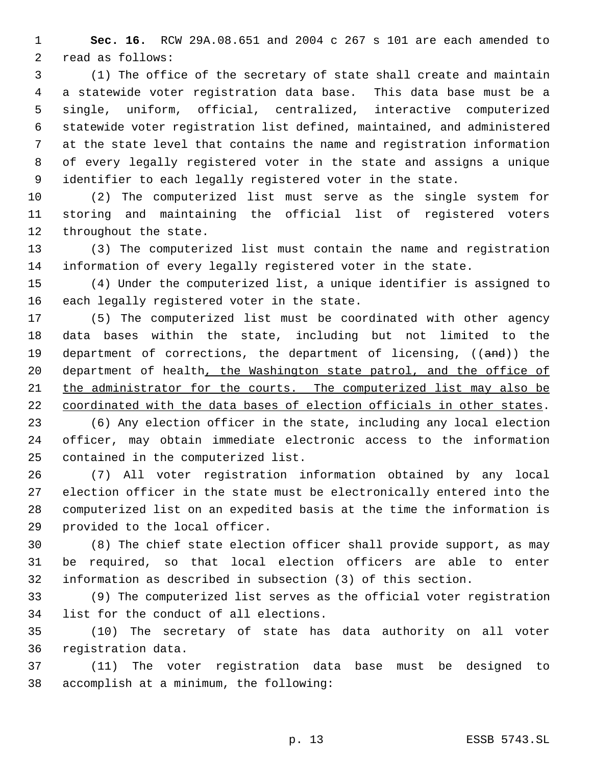**Sec. 16.** RCW 29A.08.651 and 2004 c 267 s 101 are each amended to read as follows:

(1) The office of the secretary of state shall create and maintain a statewide voter registration data base. This data base must be a single, uniform, official, centralized, interactive computerized statewide voter registration list defined, maintained, and administered at the state level that contains the name and registration information of every legally registered voter in the state and assigns a unique identifier to each legally registered voter in the state.

(2) The computerized list must serve as the single system for storing and maintaining the official list of registered voters throughout the state.

(3) The computerized list must contain the name and registration information of every legally registered voter in the state.

(4) Under the computerized list, a unique identifier is assigned to each legally registered voter in the state.

(5) The computerized list must be coordinated with other agency data bases within the state, including but not limited to the department of corrections, the department of licensing, ((~~and~~)) the department of health<u>, the Washington state patrol, and the office of the administrator for the courts. The computerized list may also be coordinated with the data bases of election officials in other states</u>.

(6) Any election officer in the state, including any local election officer, may obtain immediate electronic access to the information contained in the computerized list.

(7) All voter registration information obtained by any local election officer in the state must be electronically entered into the computerized list on an expedited basis at the time the information is provided to the local officer.

(8) The chief state election officer shall provide support, as may be required, so that local election officers are able to enter information as described in subsection (3) of this section.

(9) The computerized list serves as the official voter registration list for the conduct of all elections.

(10) The secretary of state has data authority on all voter registration data.

(11) The voter registration data base must be designed to accomplish at a minimum, the following: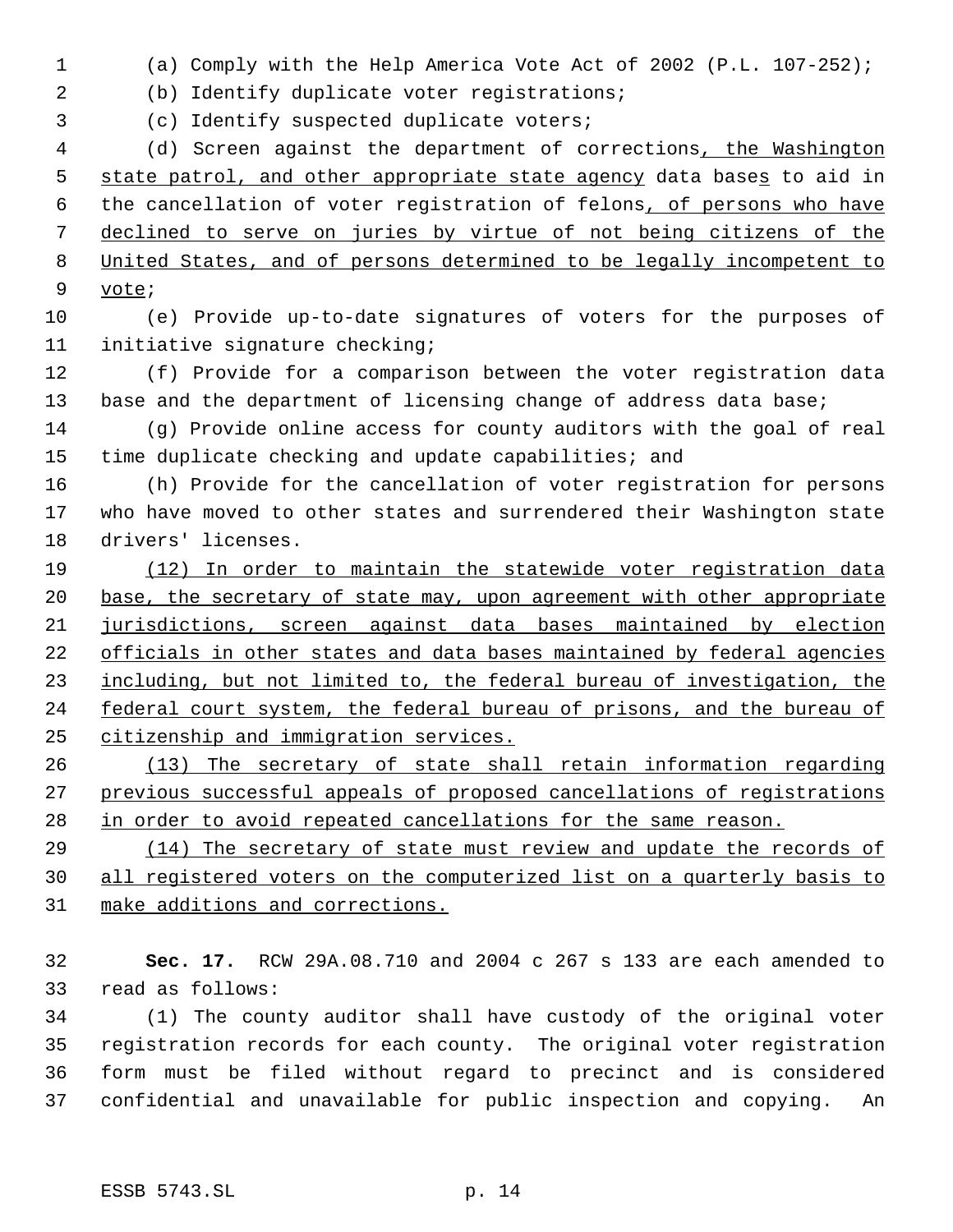(a) Comply with the Help America Vote Act of 2002 (P.L. 107-252);

(b) Identify duplicate voter registrations;

(c) Identify suspected duplicate voters;

(d) Screen against the department of corrections, the Washington state patrol, and other appropriate state agency data bases to aid in the cancellation of voter registration of felons, of persons who have declined to serve on juries by virtue of not being citizens of the United States, and of persons determined to be legally incompetent to vote;

(e) Provide up-to-date signatures of voters for the purposes of initiative signature checking;

(f) Provide for a comparison between the voter registration data base and the department of licensing change of address data base;

(g) Provide online access for county auditors with the goal of real time duplicate checking and update capabilities; and

(h) Provide for the cancellation of voter registration for persons who have moved to other states and surrendered their Washington state drivers' licenses.

(12) In order to maintain the statewide voter registration data base, the secretary of state may, upon agreement with other appropriate jurisdictions, screen against data bases maintained by election officials in other states and data bases maintained by federal agencies including, but not limited to, the federal bureau of investigation, the federal court system, the federal bureau of prisons, and the bureau of citizenship and immigration services.

(13) The secretary of state shall retain information regarding previous successful appeals of proposed cancellations of registrations in order to avoid repeated cancellations for the same reason.

(14) The secretary of state must review and update the records of all registered voters on the computerized list on a quarterly basis to make additions and corrections.

**Sec. 17.** RCW 29A.08.710 and 2004 c 267 s 133 are each amended to read as follows:

(1) The county auditor shall have custody of the original voter registration records for each county. The original voter registration form must be filed without regard to precinct and is considered confidential and unavailable for public inspection and copying. An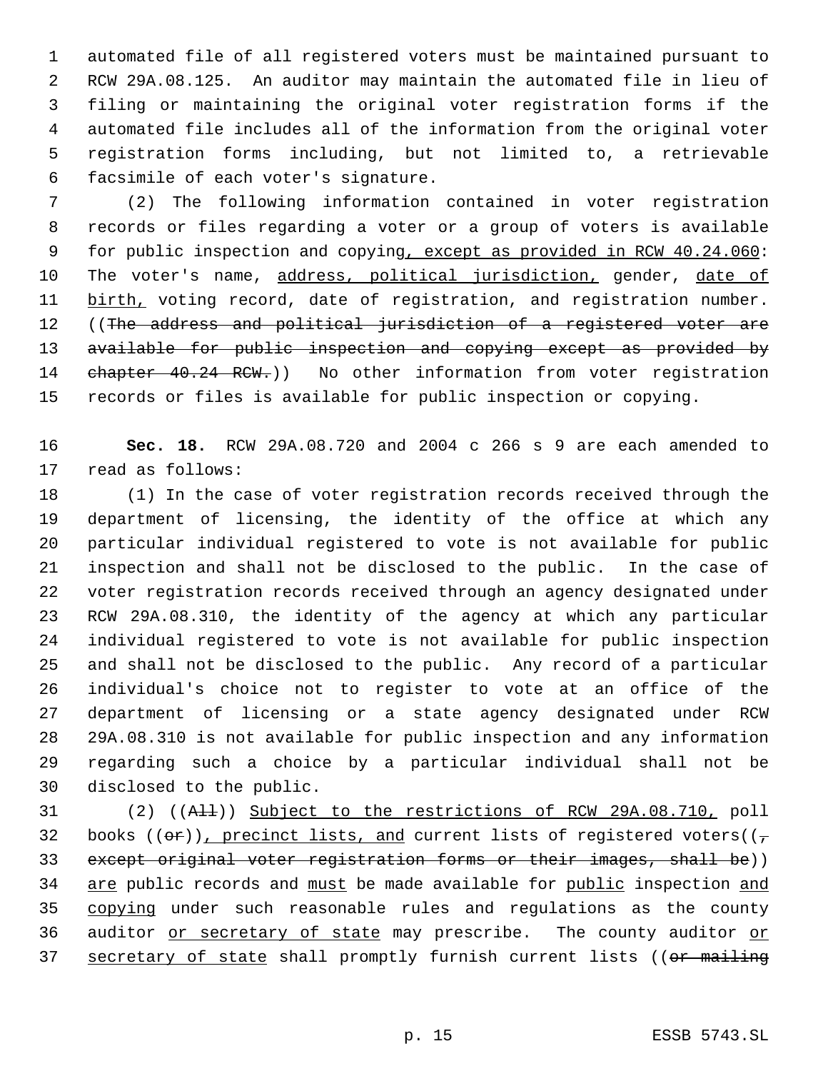automated file of all registered voters must be maintained pursuant to RCW 29A.08.125. An auditor may maintain the automated file in lieu of filing or maintaining the original voter registration forms if the automated file includes all of the information from the original voter registration forms including, but not limited to, a retrievable facsimile of each voter's signature.

(2) The following information contained in voter registration records or files regarding a voter or a group of voters is available for public inspection and copying, except as provided in RCW 40.24.060: The voter's name, address, political jurisdiction, gender, date of birth, voting record, date of registration, and registration number. ((~~The address and political jurisdiction of a registered voter are available for public inspection and copying except as provided by chapter 40.24 RCW.~~)) No other information from voter registration records or files is available for public inspection or copying.

**Sec. 18.** RCW 29A.08.720 and 2004 c 266 s 9 are each amended to read as follows:

(1) In the case of voter registration records received through the department of licensing, the identity of the office at which any particular individual registered to vote is not available for public inspection and shall not be disclosed to the public. In the case of voter registration records received through an agency designated under RCW 29A.08.310, the identity of the agency at which any particular individual registered to vote is not available for public inspection and shall not be disclosed to the public. Any record of a particular individual's choice not to register to vote at an office of the department of licensing or a state agency designated under RCW 29A.08.310 is not available for public inspection and any information regarding such a choice by a particular individual shall not be disclosed to the public.

(2) ((~~All~~)) Subject to the restrictions of RCW 29A.08.710, poll books ((~~or~~)), precinct lists, and current lists of registered voters((~~, except original voter registration forms or their images, shall be~~)) are public records and must be made available for public inspection and copying under such reasonable rules and regulations as the county auditor or secretary of state may prescribe. The county auditor or secretary of state shall promptly furnish current lists ((~~or mailing~~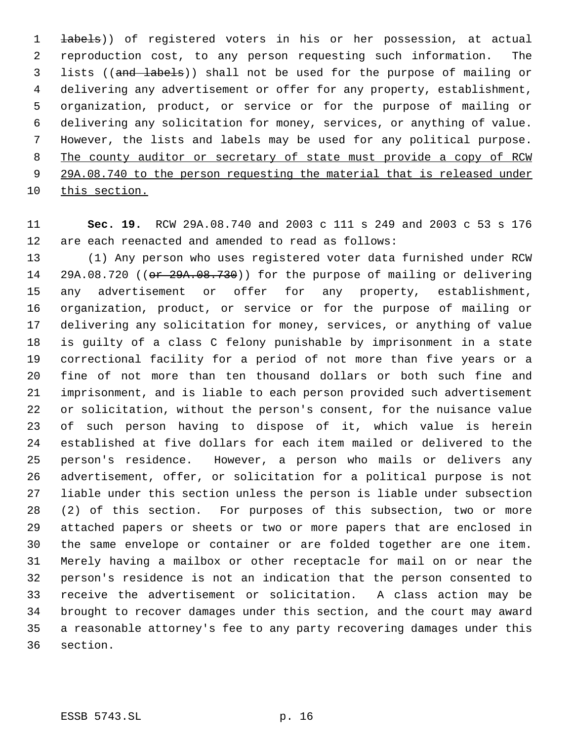~~labels~~)) of registered voters in his or her possession, at actual reproduction cost, to any person requesting such information. The lists ((~~and labels~~)) shall not be used for the purpose of mailing or delivering any advertisement or offer for any property, establishment, organization, product, or service or for the purpose of mailing or delivering any solicitation for money, services, or anything of value. However, the lists and labels may be used for any political purpose. <u>The county auditor or secretary of state must provide a copy of RCW 29A.08.740 to the person requesting the material that is released under this section.</u>

**Sec. 19.** RCW 29A.08.740 and 2003 c 111 s 249 and 2003 c 53 s 176 are each reenacted and amended to read as follows:

(1) Any person who uses registered voter data furnished under RCW 29A.08.720 ((~~or 29A.08.730~~)) for the purpose of mailing or delivering any advertisement or offer for any property, establishment, organization, product, or service or for the purpose of mailing or delivering any solicitation for money, services, or anything of value is guilty of a class C felony punishable by imprisonment in a state correctional facility for a period of not more than five years or a fine of not more than ten thousand dollars or both such fine and imprisonment, and is liable to each person provided such advertisement or solicitation, without the person's consent, for the nuisance value of such person having to dispose of it, which value is herein established at five dollars for each item mailed or delivered to the person's residence. However, a person who mails or delivers any advertisement, offer, or solicitation for a political purpose is not liable under this section unless the person is liable under subsection (2) of this section. For purposes of this subsection, two or more attached papers or sheets or two or more papers that are enclosed in the same envelope or container or are folded together are one item. Merely having a mailbox or other receptacle for mail on or near the person's residence is not an indication that the person consented to receive the advertisement or solicitation. A class action may be brought to recover damages under this section, and the court may award a reasonable attorney's fee to any party recovering damages under this section.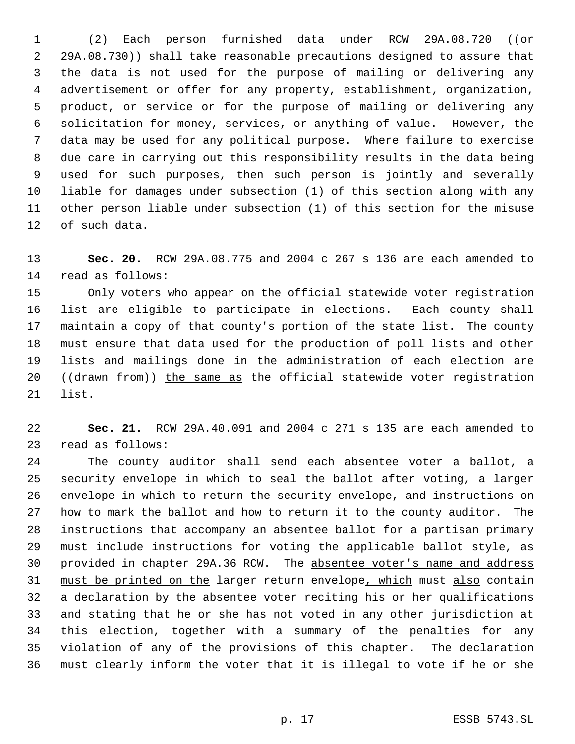(2) Each person furnished data under RCW 29A.08.720 ((~~or 29A.08.730~~)) shall take reasonable precautions designed to assure that the data is not used for the purpose of mailing or delivering any advertisement or offer for any property, establishment, organization, product, or service or for the purpose of mailing or delivering any solicitation for money, services, or anything of value. However, the data may be used for any political purpose. Where failure to exercise due care in carrying out this responsibility results in the data being used for such purposes, then such person is jointly and severally liable for damages under subsection (1) of this section along with any other person liable under subsection (1) of this section for the misuse of such data.

**Sec. 20.** RCW 29A.08.775 and 2004 c 267 s 136 are each amended to read as follows:

Only voters who appear on the official statewide voter registration list are eligible to participate in elections. Each county shall maintain a copy of that county's portion of the state list. The county must ensure that data used for the production of poll lists and other lists and mailings done in the administration of each election are ((~~drawn from~~)) <u>the same as</u> the official statewide voter registration list.

**Sec. 21.** RCW 29A.40.091 and 2004 c 271 s 135 are each amended to read as follows:

The county auditor shall send each absentee voter a ballot, a security envelope in which to seal the ballot after voting, a larger envelope in which to return the security envelope, and instructions on how to mark the ballot and how to return it to the county auditor. The instructions that accompany an absentee ballot for a partisan primary must include instructions for voting the applicable ballot style, as provided in chapter 29A.36 RCW. The <u>absentee voter's name and address must be printed on the</u> larger return envelope<u>, which</u> must <u>also</u> contain a declaration by the absentee voter reciting his or her qualifications and stating that he or she has not voted in any other jurisdiction at this election, together with a summary of the penalties for any violation of any of the provisions of this chapter. <u>The declaration must clearly inform the voter that it is illegal to vote if he or she</u>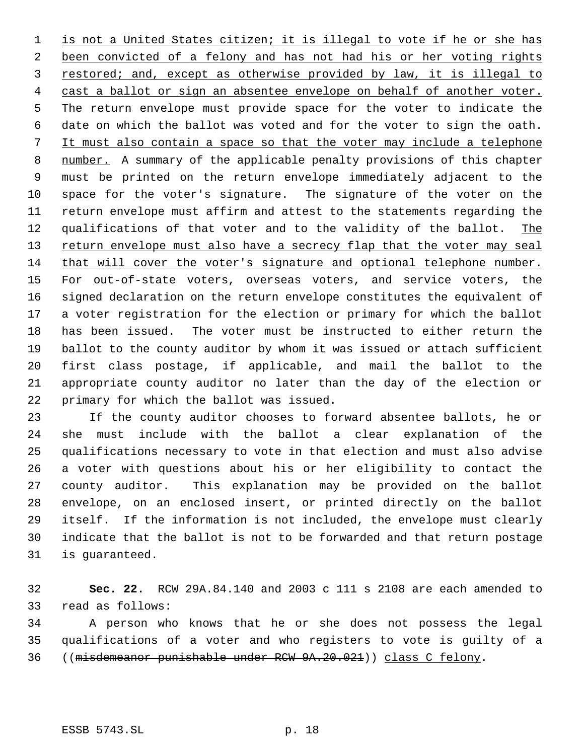is not a United States citizen; it is illegal to vote if he or she has been convicted of a felony and has not had his or her voting rights restored; and, except as otherwise provided by law, it is illegal to cast a ballot or sign an absentee envelope on behalf of another voter. The return envelope must provide space for the voter to indicate the date on which the ballot was voted and for the voter to sign the oath. It must also contain a space so that the voter may include a telephone number. A summary of the applicable penalty provisions of this chapter must be printed on the return envelope immediately adjacent to the space for the voter's signature. The signature of the voter on the return envelope must affirm and attest to the statements regarding the qualifications of that voter and to the validity of the ballot. The return envelope must also have a secrecy flap that the voter may seal that will cover the voter's signature and optional telephone number. For out-of-state voters, overseas voters, and service voters, the signed declaration on the return envelope constitutes the equivalent of a voter registration for the election or primary for which the ballot has been issued. The voter must be instructed to either return the ballot to the county auditor by whom it was issued or attach sufficient first class postage, if applicable, and mail the ballot to the appropriate county auditor no later than the day of the election or primary for which the ballot was issued.

If the county auditor chooses to forward absentee ballots, he or she must include with the ballot a clear explanation of the qualifications necessary to vote in that election and must also advise a voter with questions about his or her eligibility to contact the county auditor. This explanation may be provided on the ballot envelope, on an enclosed insert, or printed directly on the ballot itself. If the information is not included, the envelope must clearly indicate that the ballot is not to be forwarded and that return postage is guaranteed.

**Sec. 22.** RCW 29A.84.140 and 2003 c 111 s 2108 are each amended to read as follows:

A person who knows that he or she does not possess the legal qualifications of a voter and who registers to vote is guilty of a ((~~misdemeanor punishable under RCW 9A.20.021~~)) class C felony.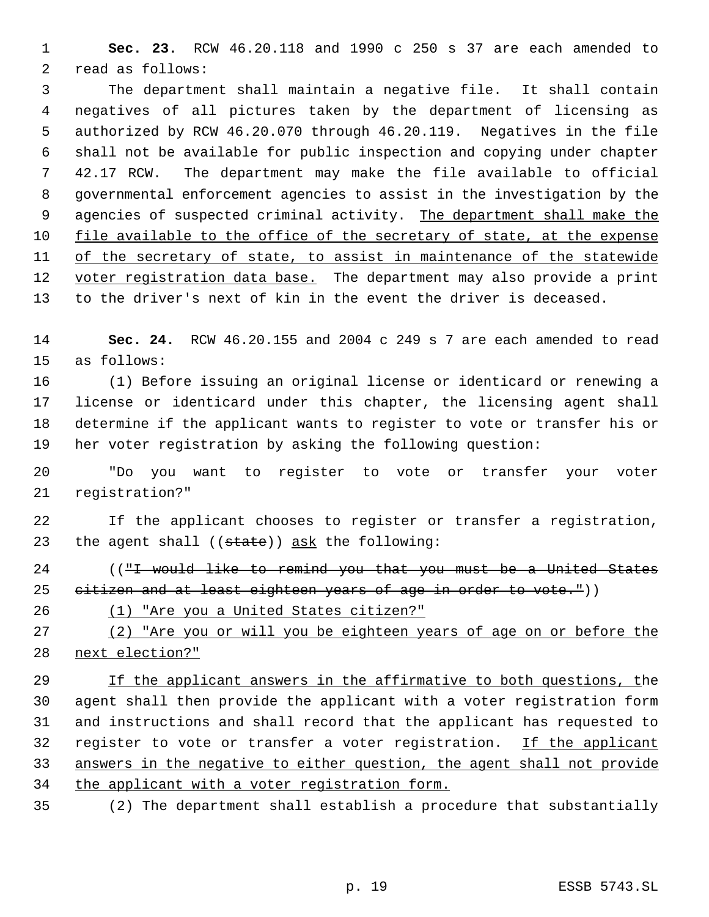**Sec. 23.** RCW 46.20.118 and 1990 c 250 s 37 are each amended to read as follows:

The department shall maintain a negative file. It shall contain negatives of all pictures taken by the department of licensing as authorized by RCW 46.20.070 through 46.20.119. Negatives in the file shall not be available for public inspection and copying under chapter 42.17 RCW. The department may make the file available to official governmental enforcement agencies to assist in the investigation by the agencies of suspected criminal activity. <u>The department shall make the file available to the office of the secretary of state, at the expense of the secretary of state, to assist in maintenance of the statewide voter registration data base.</u> The department may also provide a print to the driver's next of kin in the event the driver is deceased.

**Sec. 24.** RCW 46.20.155 and 2004 c 249 s 7 are each amended to read as follows:

(1) Before issuing an original license or identicard or renewing a license or identicard under this chapter, the licensing agent shall determine if the applicant wants to register to vote or transfer his or her voter registration by asking the following question:

"Do you want to register to vote or transfer your voter registration?"

If the applicant chooses to register or transfer a registration, the agent shall ((~~state~~)) <u>ask</u> the following:

((~~"I would like to remind you that you must be a United States citizen and at least eighteen years of age in order to vote."~~))

<u>(1) "Are you a United States citizen?"</u>

<u>(2) "Are you or will you be eighteen years of age on or before the next election?"</u>

<u>If the applicant answers in the affirmative to both questions, t</u>he agent shall then provide the applicant with a voter registration form and instructions and shall record that the applicant has requested to register to vote or transfer a voter registration. <u>If the applicant answers in the negative to either question, the agent shall not provide the applicant with a voter registration form.</u>

(2) The department shall establish a procedure that substantially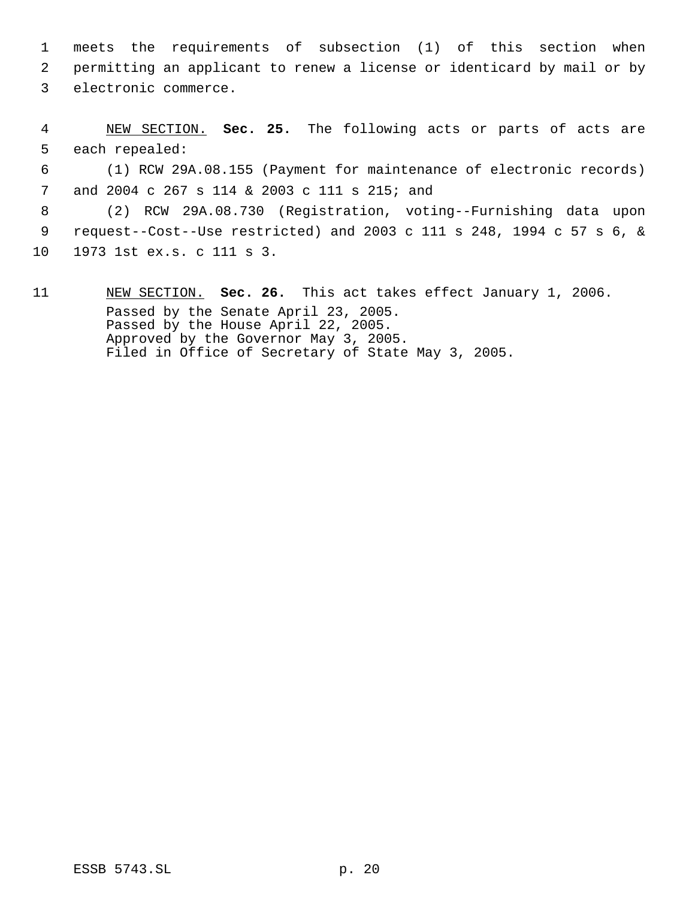meets the requirements of subsection (1) of this section when permitting an applicant to renew a license or identicard by mail or by electronic commerce.

NEW SECTION. **Sec. 25.** The following acts or parts of acts are each repealed:

(1) RCW 29A.08.155 (Payment for maintenance of electronic records) and 2004 c 267 s 114 & 2003 c 111 s 215; and

(2) RCW 29A.08.730 (Registration, voting--Furnishing data upon request--Cost--Use restricted) and 2003 c 111 s 248, 1994 c 57 s 6, & 1973 1st ex.s. c 111 s 3.

NEW SECTION. **Sec. 26.** This act takes effect January 1, 2006.

Passed by the Senate April 23, 2005.
Passed by the House April 22, 2005.
Approved by the Governor May 3, 2005.
Filed in Office of Secretary of State May 3, 2005.